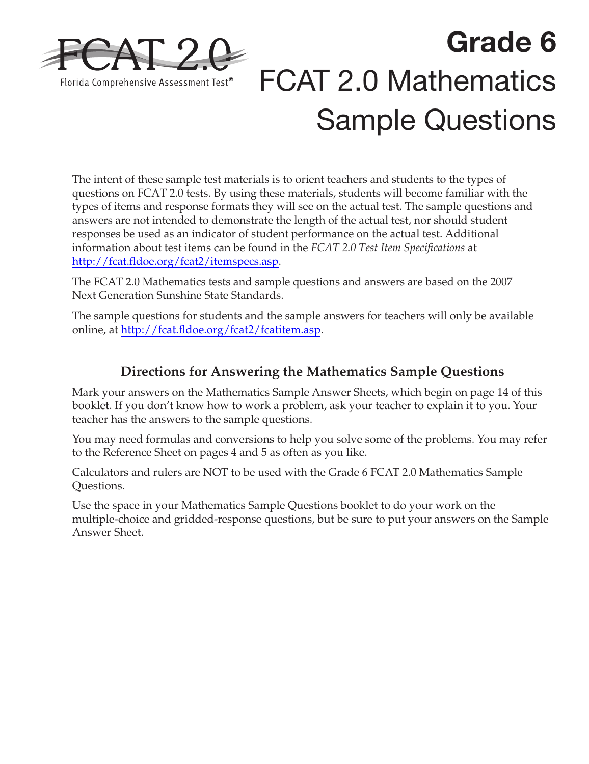FCAT 2.0

Florida Comprehensive Assessment Test®

# Grade 6

# FCAT 2.0 Mathematics Sample Questions

The intent of these sample test materials is to orient teachers and students to the types of questions on FCAT 2.0 tests. By using these materials, students will become familiar with the types of items and response formats they will see on the actual test. The sample questions and answers are not intended to demonstrate the length of the actual test, nor should student responses be used as an indicator of student performance on the actual test. Additional information about test items can be found in the *FCAT 2.0 Test Item Specifications* at http://fcat.fldoe.org/fcat2/itemspecs.asp.

The FCAT 2.0 Mathematics tests and sample questions and answers are based on the 2007 Next Generation Sunshine State Standards.

The sample questions for students and the sample answers for teachers will only be available online, at http://fcat.fldoe.org/fcat2/fcatitem.asp.

## Directions for Answering the Mathematics Sample Questions

Mark your answers on the Mathematics Sample Answer Sheets, which begin on page 14 of this booklet. If you don't know how to work a problem, ask your teacher to explain it to you. Your teacher has the answers to the sample questions.

You may need formulas and conversions to help you solve some of the problems. You may refer to the Reference Sheet on pages 4 and 5 as often as you like.

Calculators and rulers are NOT to be used with the Grade 6 FCAT 2.0 Mathematics Sample Questions.

Use the space in your Mathematics Sample Questions booklet to do your work on the multiple-choice and gridded-response questions, but be sure to put your answers on the Sample Answer Sheet.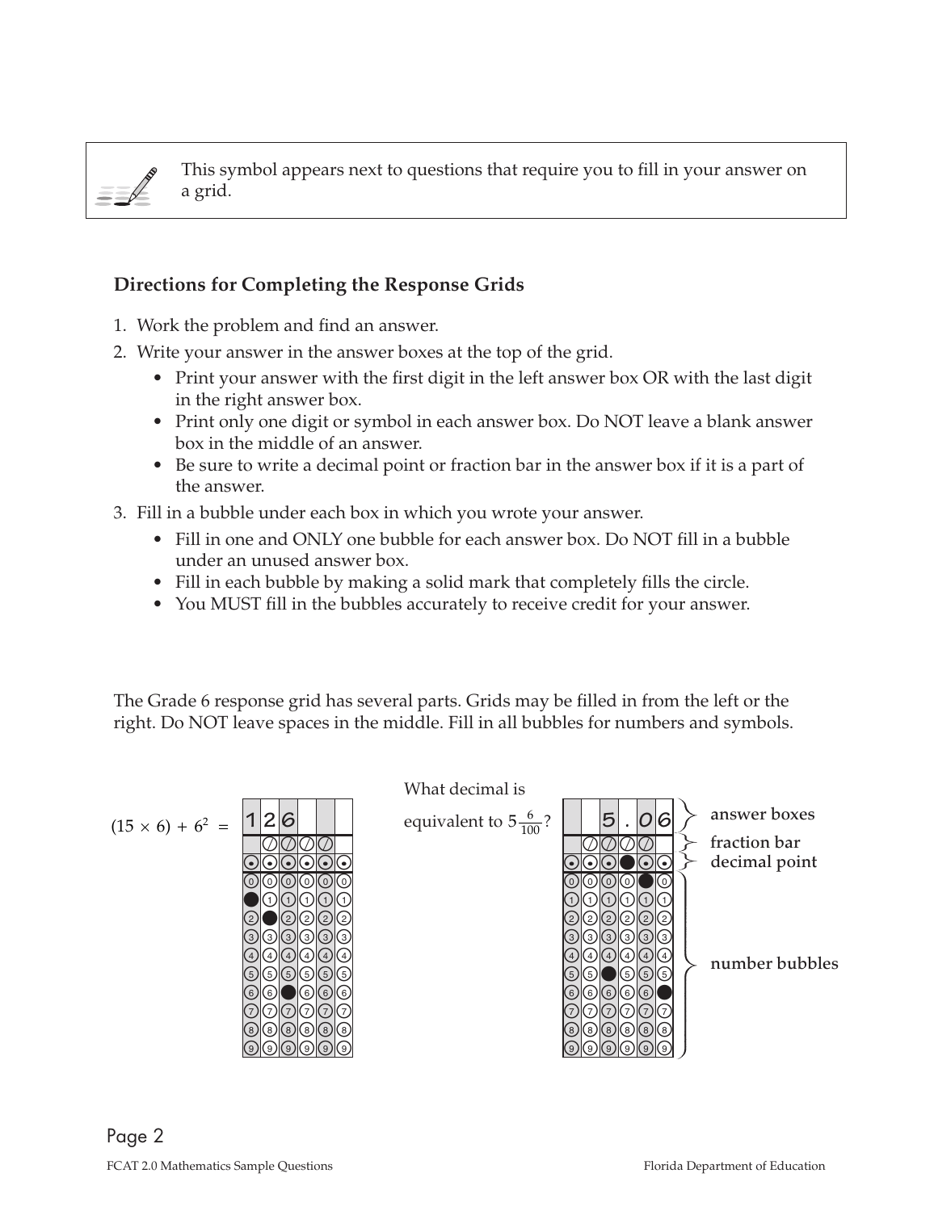This symbol appears next to questions that require you to fill in your answer on a grid.

## Directions for Completing the Response Grids

1. Work the problem and find an answer.
2. Write your answer in the answer boxes at the top of the grid.
   - Print your answer with the first digit in the left answer box OR with the last digit in the right answer box.
   - Print only one digit or symbol in each answer box. Do NOT leave a blank answer box in the middle of an answer.
   - Be sure to write a decimal point or fraction bar in the answer box if it is a part of the answer.
3. Fill in a bubble under each box in which you wrote your answer.
   - Fill in one and ONLY one bubble for each answer box. Do NOT fill in a bubble under an unused answer box.
   - Fill in each bubble by making a solid mark that completely fills the circle.
   - You MUST fill in the bubbles accurately to receive credit for your answer.

The Grade 6 response grid has several parts. Grids may be filled in from the left or the right. Do NOT leave spaces in the middle. Fill in all bubbles for numbers and symbols.

$(15 \times 6) + 6^2 =$ 126

What decimal is equivalent to $5\frac{6}{100}$? 5.06

answer boxes

fraction bar

decimal point

number bubbles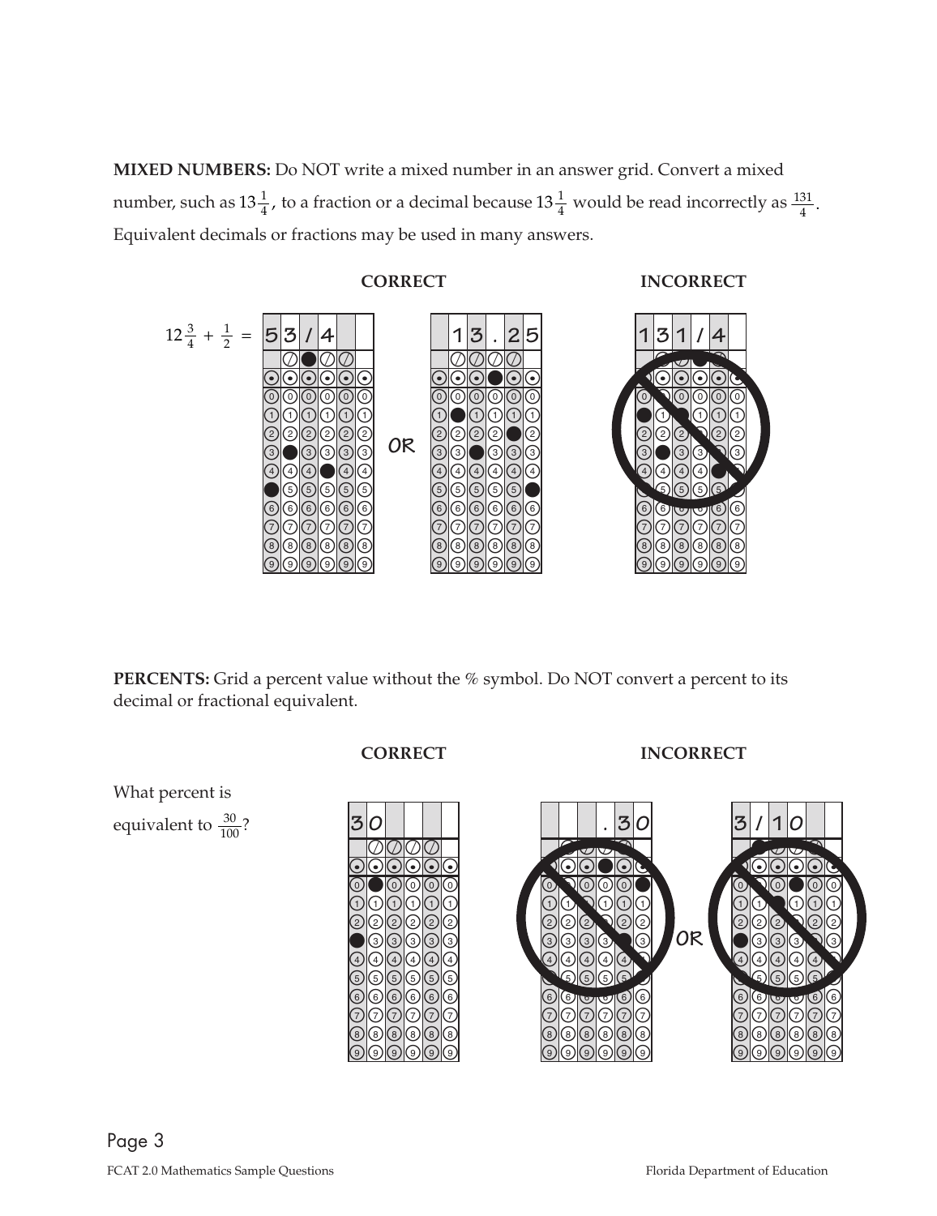**MIXED NUMBERS:** Do NOT write a mixed number in an answer grid. Convert a mixed number, such as $13\frac{1}{4}$, to a fraction or a decimal because $13\frac{1}{4}$ would be read incorrectly as $\frac{131}{4}$. Equivalent decimals or fractions may be used in many answers.

**CORRECT** **INCORRECT**

$12\frac{3}{4} + \frac{1}{2} =$

53/4 OR 13.25 | 131/4

**PERCENTS:** Grid a percent value without the % symbol. Do NOT convert a percent to its decimal or fractional equivalent.

**CORRECT** **INCORRECT**

What percent is equivalent to $\frac{30}{100}$?

30 | .30 OR 3/10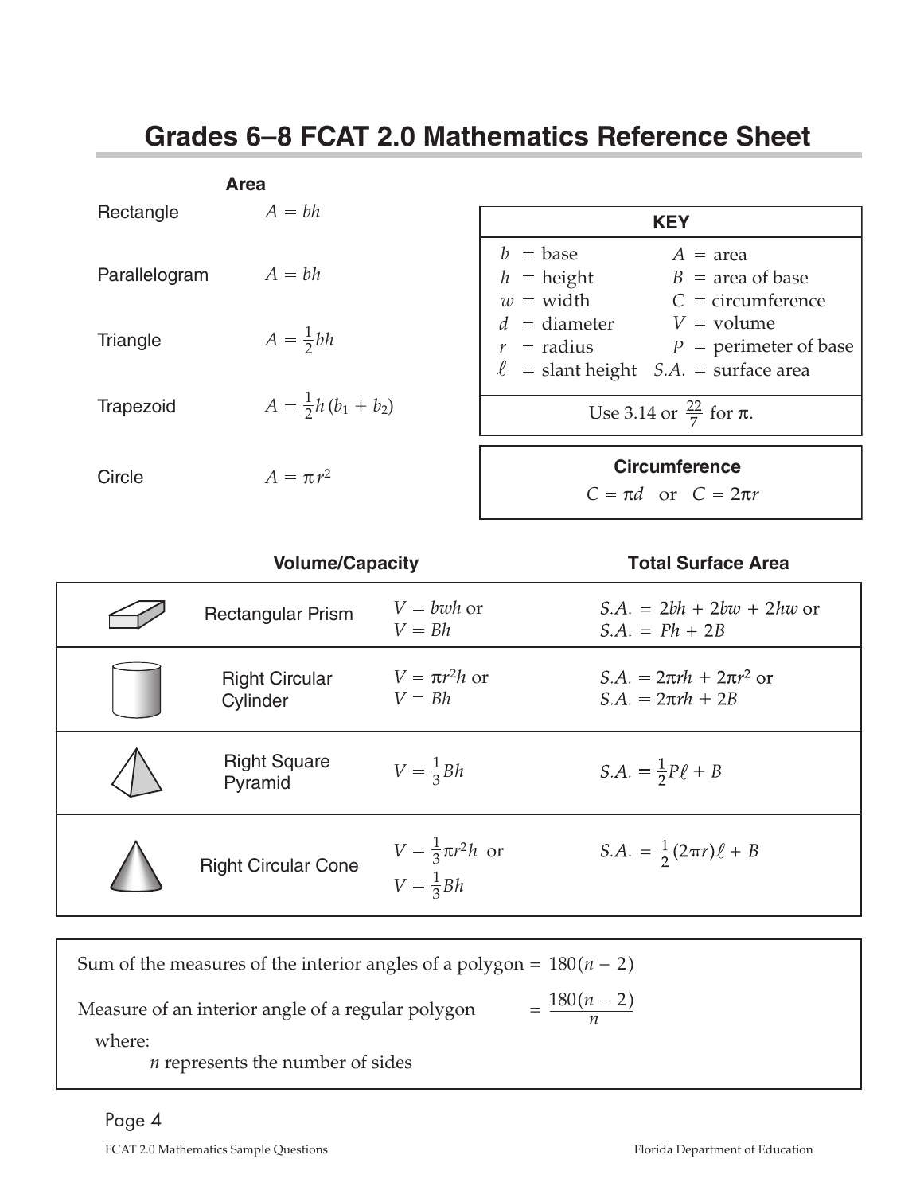# Grades 6–8 FCAT 2.0 Mathematics Reference Sheet

### Area

| | |
|---|---|
| Rectangle | $A = bh$ |
| Parallelogram | $A = bh$ |
| Triangle | $A = \frac{1}{2}bh$ |
| Trapezoid | $A = \frac{1}{2}h(b_1 + b_2)$ |
| Circle | $A = \pi r^2$ |

### KEY

| | |
|---|---|
| $b$ = base | $A$ = area |
| $h$ = height | $B$ = area of base |
| $w$ = width | $C$ = circumference |
| $d$ = diameter | $V$ = volume |
| $r$ = radius | $P$ = perimeter of base |
| $\ell$ = slant height | $S.A.$ = surface area |

Use 3.14 or $\frac{22}{7}$ for $\pi$.

### Circumference

$C = \pi d$ or $C = 2\pi r$

| | Volume/Capacity | Total Surface Area |
|---|---|---|
| Rectangular Prism | $V = bwh$ or $V = Bh$ | $S.A. = 2bh + 2bw + 2hw$ or $S.A. = Ph + 2B$ |
| Right Circular Cylinder | $V = \pi r^2 h$ or $V = Bh$ | $S.A. = 2\pi rh + 2\pi r^2$ or $S.A. = 2\pi rh + 2B$ |
| Right Square Pyramid | $V = \frac{1}{3}Bh$ | $S.A. = \frac{1}{2}P\ell + B$ |
| Right Circular Cone | $V = \frac{1}{3}\pi r^2 h$ or $V = \frac{1}{3}Bh$ | $S.A. = \frac{1}{2}(2\pi r)\ell + B$ |

Sum of the measures of the interior angles of a polygon = $180(n - 2)$

Measure of an interior angle of a regular polygon = $\frac{180(n - 2)}{n}$

where:

$n$ represents the number of sides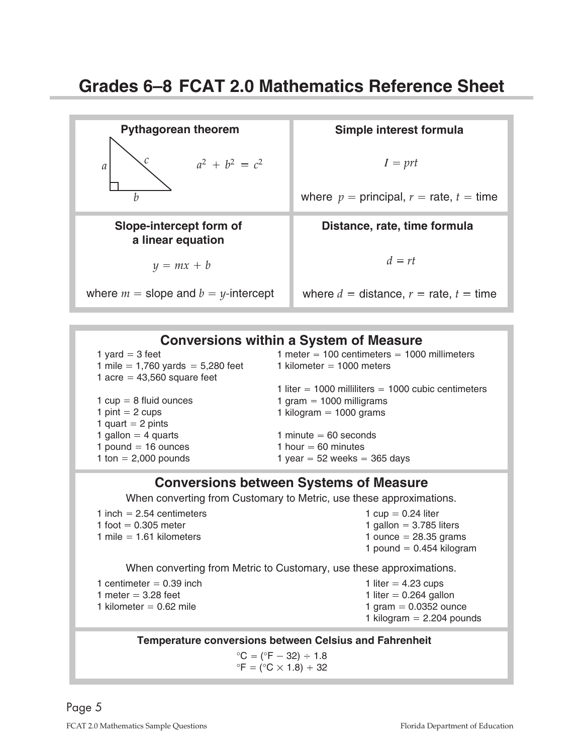# Grades 6–8 FCAT 2.0 Mathematics Reference Sheet

**Pythagorean theorem**

$$a^2 + b^2 = c^2$$

**Simple interest formula**

$$I = prt$$

where $p$ = principal, $r$ = rate, $t$ = time

**Slope-intercept form of a linear equation**

$$y = mx + b$$

where $m$ = slope and $b$ = $y$-intercept

**Distance, rate, time formula**

$$d = rt$$

where $d$ = distance, $r$ = rate, $t$ = time

## Conversions within a System of Measure

1 yard = 3 feet
1 mile = 1,760 yards = 5,280 feet
1 acre = 43,560 square feet

1 cup = 8 fluid ounces
1 pint = 2 cups
1 quart = 2 pints
1 gallon = 4 quarts
1 pound = 16 ounces
1 ton = 2,000 pounds

1 meter = 100 centimeters = 1000 millimeters
1 kilometer = 1000 meters

1 liter = 1000 milliliters = 1000 cubic centimeters
1 gram = 1000 milligrams
1 kilogram = 1000 grams

1 minute = 60 seconds
1 hour = 60 minutes
1 year = 52 weeks = 365 days

## Conversions between Systems of Measure

When converting from Customary to Metric, use these approximations.

1 inch = 2.54 centimeters
1 foot = 0.305 meter
1 mile = 1.61 kilometers

1 cup = 0.24 liter
1 gallon = 3.785 liters
1 ounce = 28.35 grams
1 pound = 0.454 kilogram

When converting from Metric to Customary, use these approximations.

1 centimeter = 0.39 inch
1 meter = 3.28 feet
1 kilometer = 0.62 mile

1 liter = 4.23 cups
1 liter = 0.264 gallon
1 gram = 0.0352 ounce
1 kilogram = 2.204 pounds

**Temperature conversions between Celsius and Fahrenheit**

$$°C = (°F - 32) \div 1.8$$
$$°F = (°C \times 1.8) + 32$$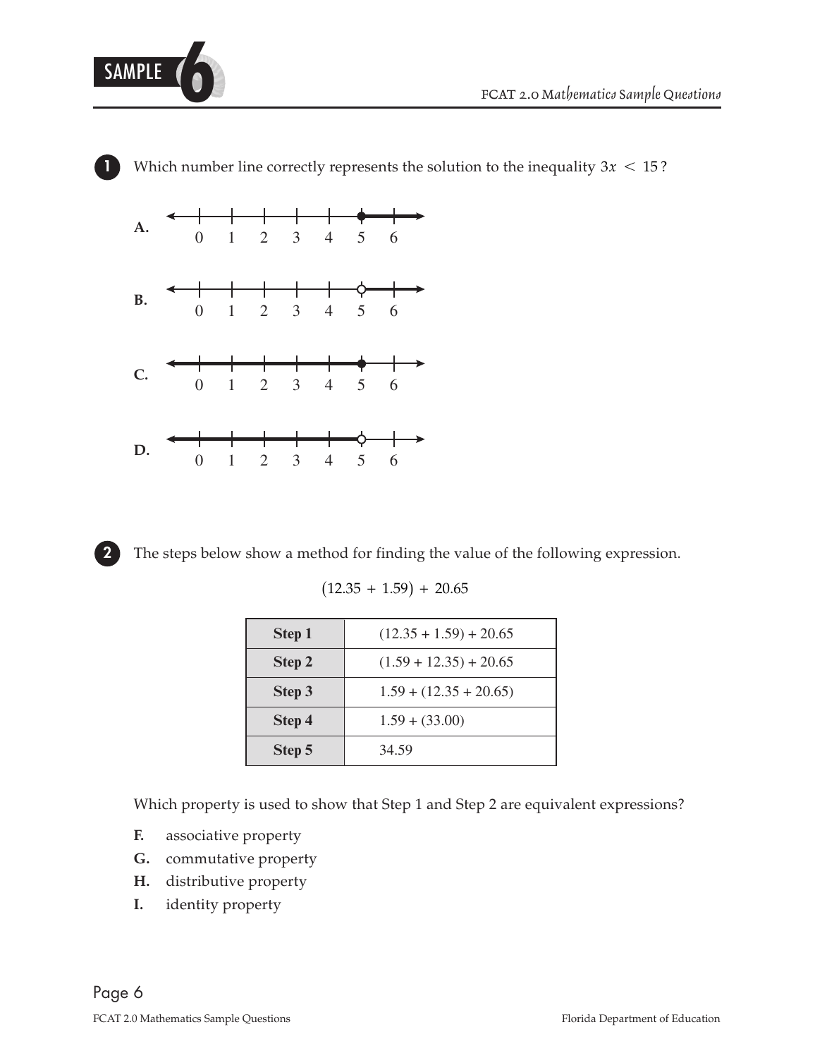**1** Which number line correctly represents the solution to the inequality $3x < 15$?

A. (number line from 0 to 6: closed circle at 5, shaded to the right)

B. (number line from 0 to 6: open circle at 5, shaded to the right)

C. (number line from 0 to 6: closed circle at 5, shaded to the left)

D. (number line from 0 to 6: open circle at 5, shaded to the left)

**2** The steps below show a method for finding the value of the following expression.

$$(12.35 + 1.59) + 20.65$$

| Step | Expression |
|---|---|
| **Step 1** | (12.35 + 1.59) + 20.65 |
| **Step 2** | (1.59 + 12.35) + 20.65 |
| **Step 3** | 1.59 + (12.35 + 20.65) |
| **Step 4** | 1.59 + (33.00) |
| **Step 5** | 34.59 |

Which property is used to show that Step 1 and Step 2 are equivalent expressions?

**F.** associative property

**G.** commutative property

**H.** distributive property

**I.** identity property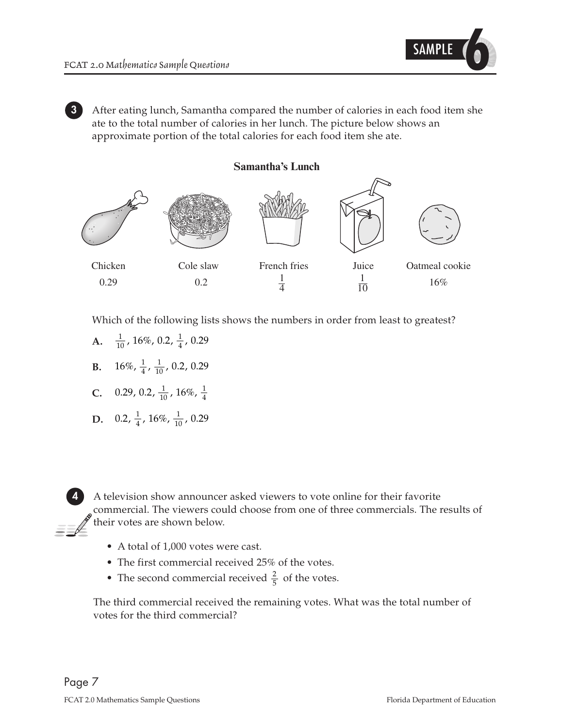**3** After eating lunch, Samantha compared the number of calories in each food item she ate to the total number of calories in her lunch. The picture below shows an approximate portion of the total calories for each food item she ate.

**Samantha's Lunch**

| Chicken | Cole slaw | French fries | Juice | Oatmeal cookie |
|---|---|---|---|---|
| 0.29 | 0.2 | $\frac{1}{4}$ | $\frac{1}{10}$ | 16% |

Which of the following lists shows the numbers in order from least to greatest?

**A.** $\frac{1}{10}$, 16%, 0.2, $\frac{1}{4}$, 0.29

**B.** 16%, $\frac{1}{4}$, $\frac{1}{10}$, 0.2, 0.29

**C.** 0.29, 0.2, $\frac{1}{10}$, 16%, $\frac{1}{4}$

**D.** 0.2, $\frac{1}{4}$, 16%, $\frac{1}{10}$, 0.29

**4** A television show announcer asked viewers to vote online for their favorite commercial. The viewers could choose from one of three commercials. The results of their votes are shown below.

- A total of 1,000 votes were cast.
- The first commercial received 25% of the votes.
- The second commercial received $\frac{2}{5}$ of the votes.

The third commercial received the remaining votes. What was the total number of votes for the third commercial?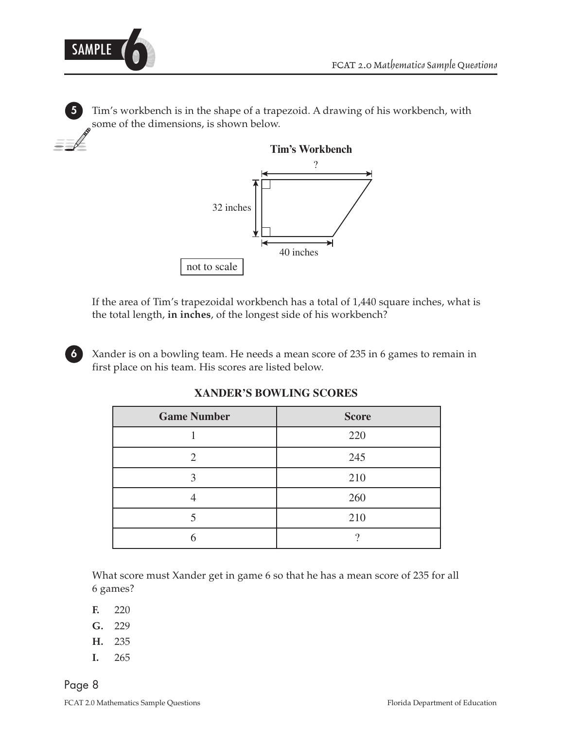**5** Tim's workbench is in the shape of a trapezoid. A drawing of his workbench, with some of the dimensions, is shown below.

**Tim's Workbench**

?

32 inches

40 inches

not to scale

If the area of Tim's trapezoidal workbench has a total of 1,440 square inches, what is the total length, **in inches**, of the longest side of his workbench?

**6** Xander is on a bowling team. He needs a mean score of 235 in 6 games to remain in first place on his team. His scores are listed below.

**XANDER'S BOWLING SCORES**

| Game Number | Score |
| --- | --- |
| 1 | 220 |
| 2 | 245 |
| 3 | 210 |
| 4 | 260 |
| 5 | 210 |
| 6 | ? |

What score must Xander get in game 6 so that he has a mean score of 235 for all 6 games?

**F.** 220

**G.** 229

**H.** 235

**I.** 265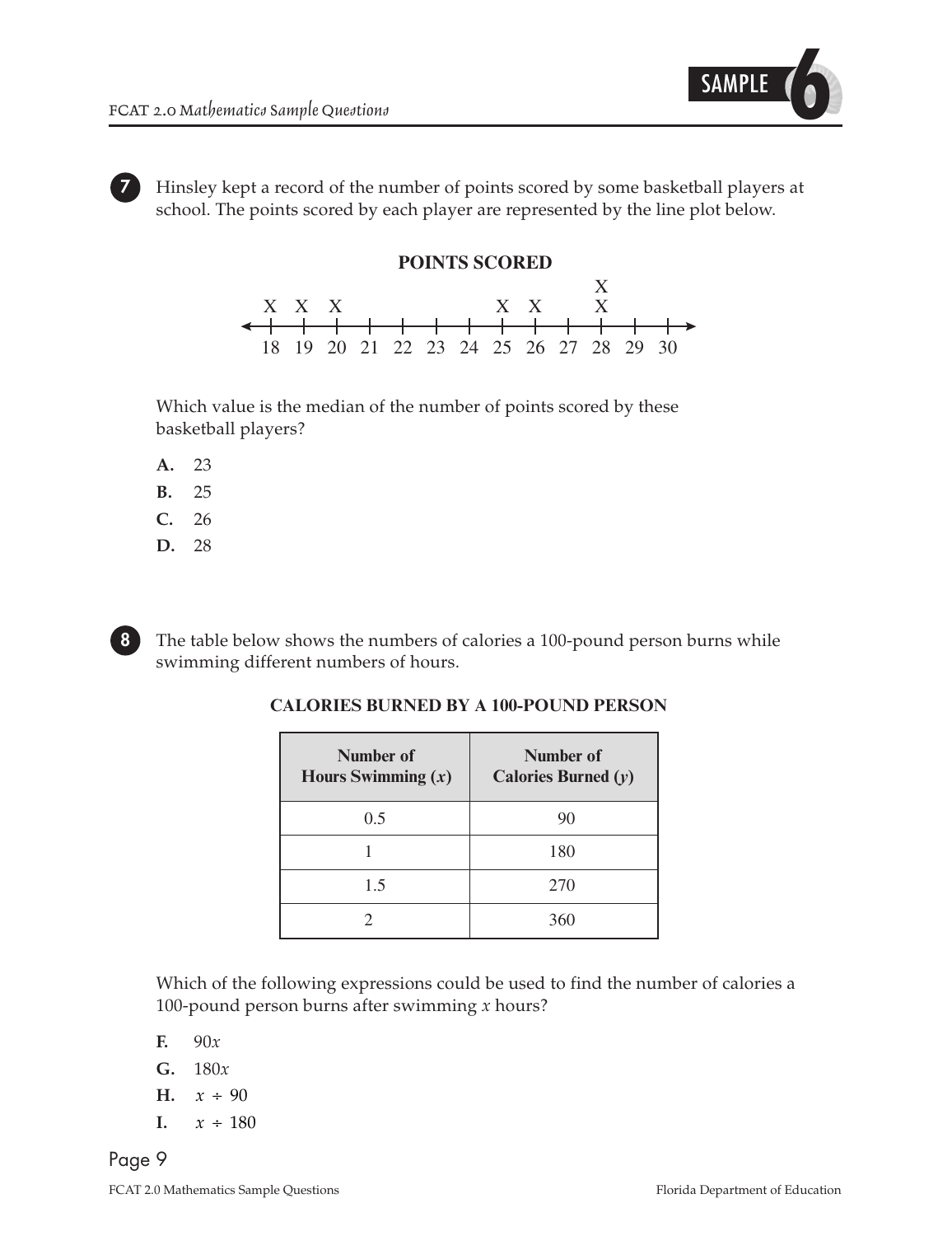**7** Hinsley kept a record of the number of points scored by some basketball players at school. The points scored by each player are represented by the line plot below.

**POINTS SCORED**

| 18 | 19 | 20 | 21 | 22 | 23 | 24 | 25 | 26 | 27 | 28 | 29 | 30 |
|---|---|---|---|---|---|---|---|---|---|---|---|---|
| X | X | X | | | | | X | X | | X X | | |

Which value is the median of the number of points scored by these basketball players?

**A.** 23
**B.** 25
**C.** 26
**D.** 28

**8** The table below shows the numbers of calories a 100-pound person burns while swimming different numbers of hours.

**CALORIES BURNED BY A 100-POUND PERSON**

| Number of Hours Swimming ($x$) | Number of Calories Burned ($y$) |
|---|---|
| 0.5 | 90 |
| 1 | 180 |
| 1.5 | 270 |
| 2 | 360 |

Which of the following expressions could be used to find the number of calories a 100-pound person burns after swimming $x$ hours?

**F.** $90x$
**G.** $180x$
**H.** $x \div 90$
**I.** $x \div 180$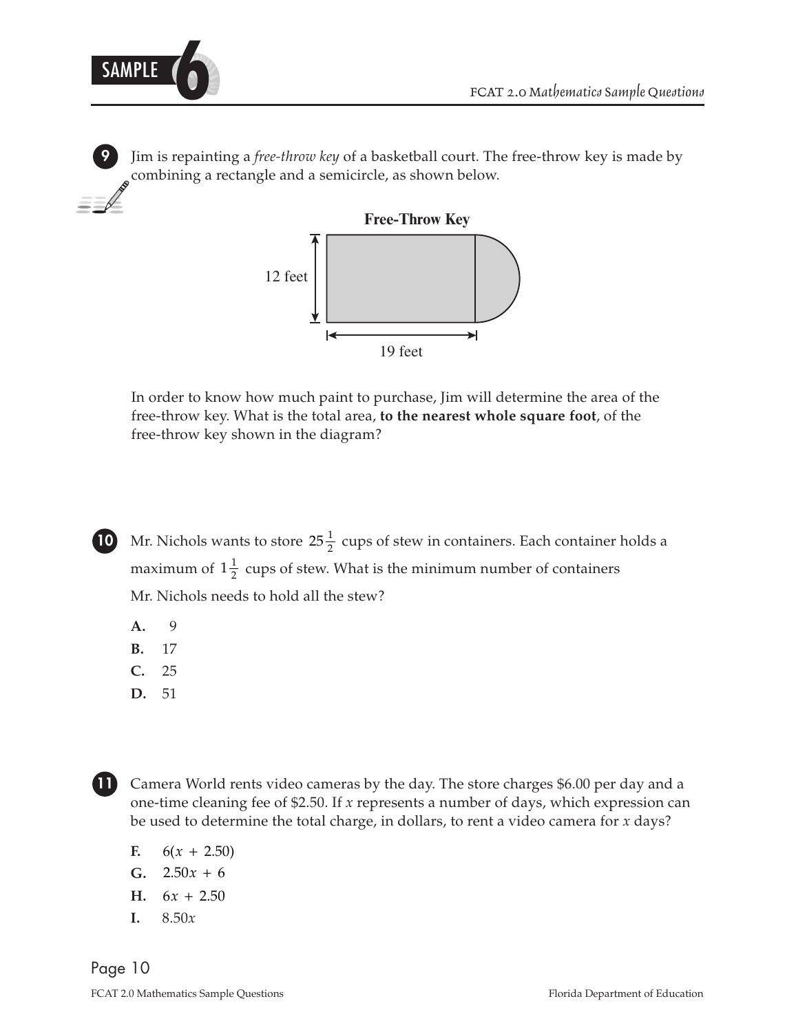**9** Jim is repainting a *free-throw key* of a basketball court. The free-throw key is made by combining a rectangle and a semicircle, as shown below.

**Free-Throw Key**

12 feet

19 feet

In order to know how much paint to purchase, Jim will determine the area of the free-throw key. What is the total area, **to the nearest whole square foot**, of the free-throw key shown in the diagram?

**10** Mr. Nichols wants to store $25\frac{1}{2}$ cups of stew in containers. Each container holds a maximum of $1\frac{1}{2}$ cups of stew. What is the minimum number of containers Mr. Nichols needs to hold all the stew?

**A.** 9

**B.** 17

**C.** 25

**D.** 51

**11** Camera World rents video cameras by the day. The store charges $6.00 per day and a one-time cleaning fee of $2.50. If $x$ represents a number of days, which expression can be used to determine the total charge, in dollars, to rent a video camera for $x$ days?

**F.** $6(x + 2.50)$

**G.** $2.50x + 6$

**H.** $6x + 2.50$

**I.** $8.50x$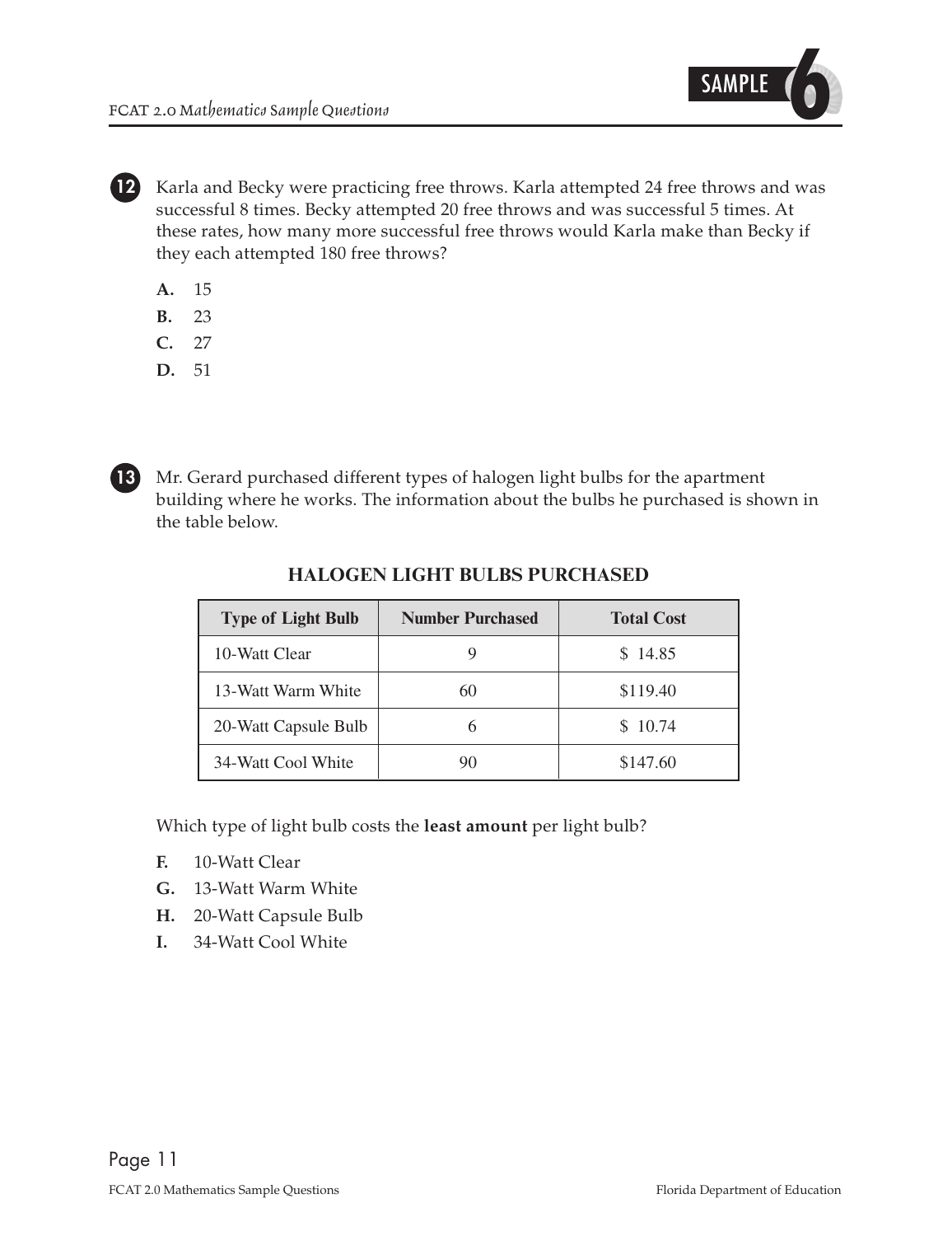**12** Karla and Becky were practicing free throws. Karla attempted 24 free throws and was successful 8 times. Becky attempted 20 free throws and was successful 5 times. At these rates, how many more successful free throws would Karla make than Becky if they each attempted 180 free throws?

**A.** 15
**B.** 23
**C.** 27
**D.** 51

**13** Mr. Gerard purchased different types of halogen light bulbs for the apartment building where he works. The information about the bulbs he purchased is shown in the table below.

**HALOGEN LIGHT BULBS PURCHASED**

| Type of Light Bulb | Number Purchased | Total Cost |
|---|---|---|
| 10-Watt Clear | 9 | $ 14.85 |
| 13-Watt Warm White | 60 | $119.40 |
| 20-Watt Capsule Bulb | 6 | $ 10.74 |
| 34-Watt Cool White | 90 | $147.60 |

Which type of light bulb costs the **least amount** per light bulb?

**F.** 10-Watt Clear
**G.** 13-Watt Warm White
**H.** 20-Watt Capsule Bulb
**I.** 34-Watt Cool White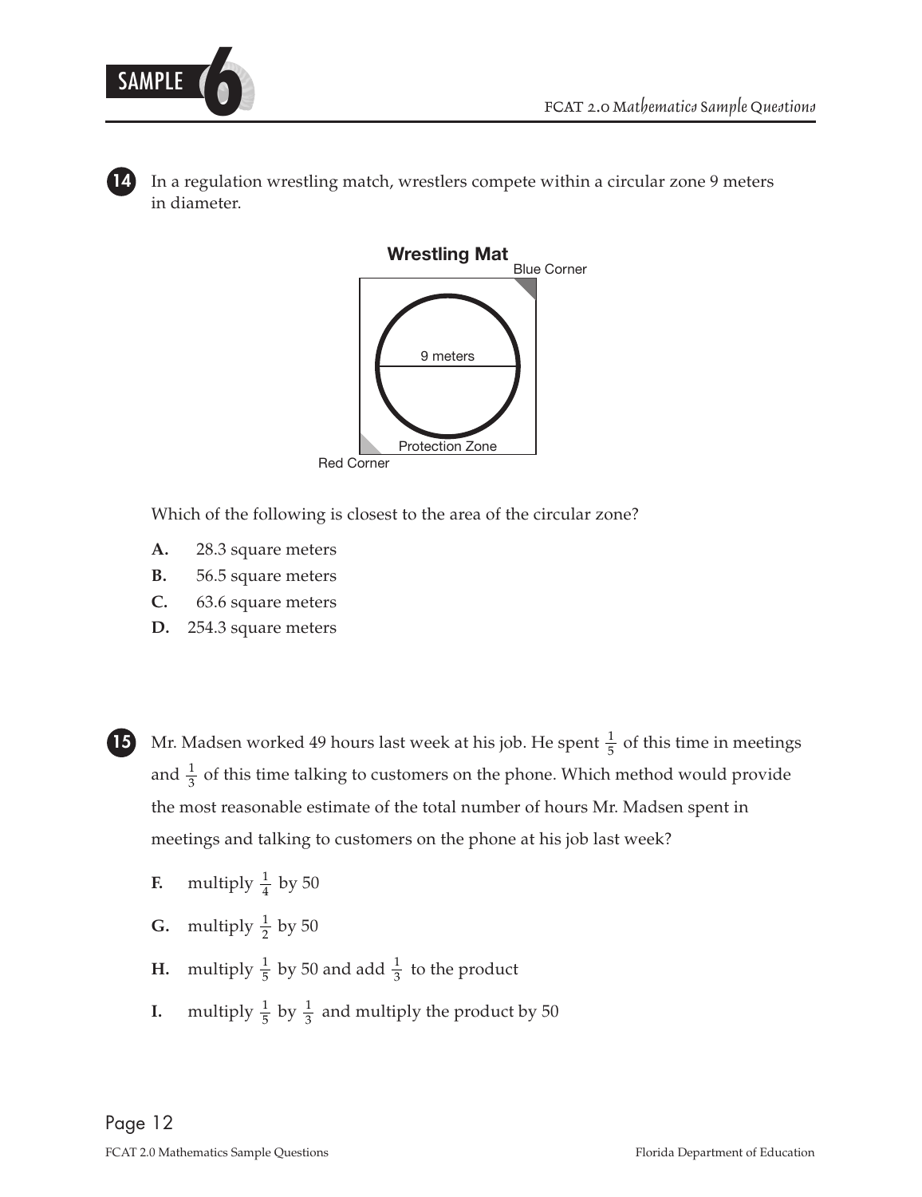**14** In a regulation wrestling match, wrestlers compete within a circular zone 9 meters in diameter.

**Wrestling Mat**

Blue Corner

9 meters

Protection Zone

Red Corner

Which of the following is closest to the area of the circular zone?

**A.** 28.3 square meters

**B.** 56.5 square meters

**C.** 63.6 square meters

**D.** 254.3 square meters

**15** Mr. Madsen worked 49 hours last week at his job. He spent $\frac{1}{5}$ of this time in meetings and $\frac{1}{3}$ of this time talking to customers on the phone. Which method would provide the most reasonable estimate of the total number of hours Mr. Madsen spent in meetings and talking to customers on the phone at his job last week?

**F.** multiply $\frac{1}{4}$ by 50

**G.** multiply $\frac{1}{2}$ by 50

**H.** multiply $\frac{1}{5}$ by 50 and add $\frac{1}{3}$ to the product

**I.** multiply $\frac{1}{5}$ by $\frac{1}{3}$ and multiply the product by 50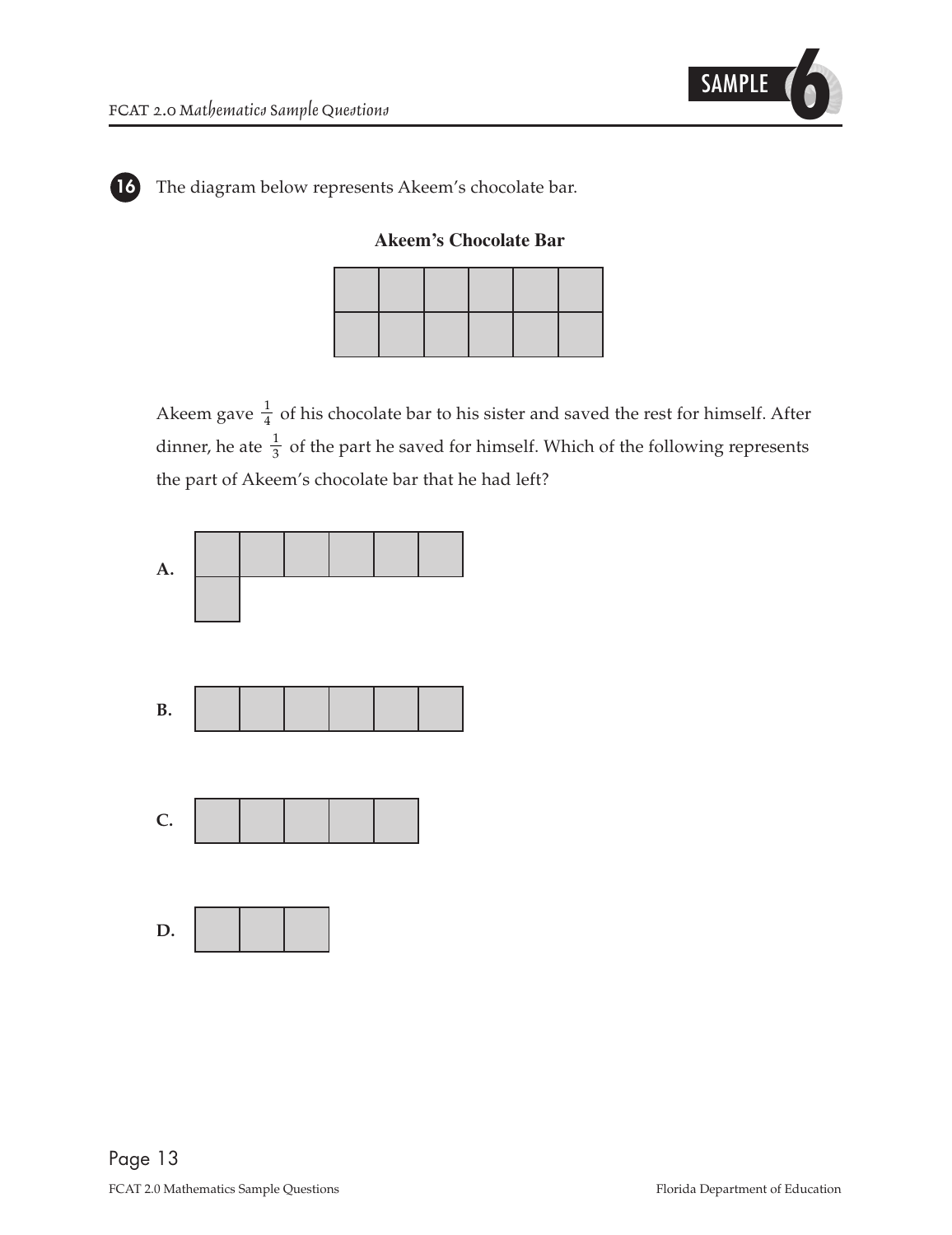**16** The diagram below represents Akeem's chocolate bar.

**Akeem's Chocolate Bar**

Akeem gave $\frac{1}{4}$ of his chocolate bar to his sister and saved the rest for himself. After dinner, he ate $\frac{1}{3}$ of the part he saved for himself. Which of the following represents the part of Akeem's chocolate bar that he had left?

**A.**

**B.**

**C.**

**D.**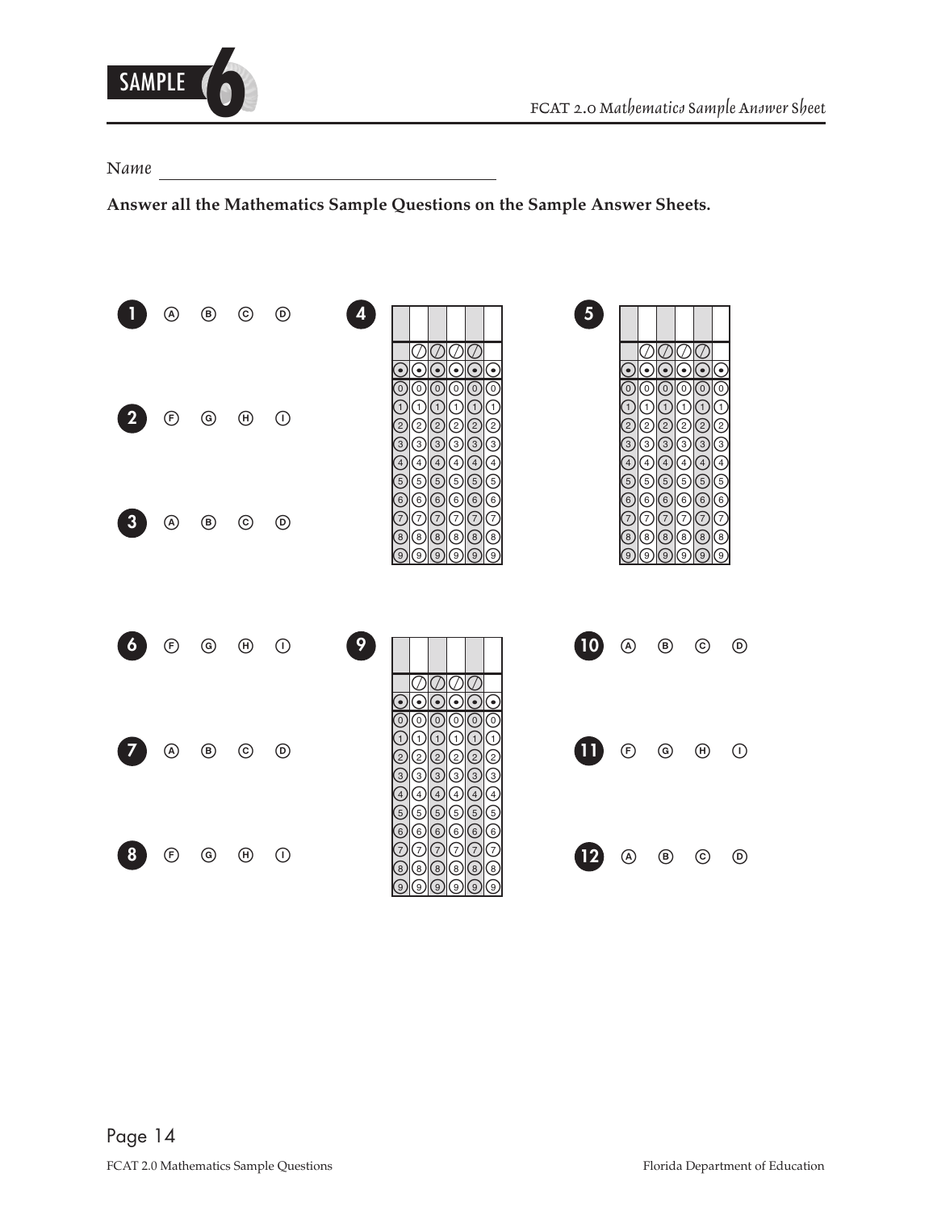# SAMPLE 6

FCAT 2.0 *Mathematics Sample Answer Sheet*

*Name* ______________________________

**Answer all the Mathematics Sample Questions on the Sample Answer Sheets.**

**1** Ⓐ Ⓑ Ⓒ Ⓓ

**2** Ⓕ Ⓖ Ⓗ Ⓘ

**3** Ⓐ Ⓑ Ⓒ Ⓓ

**4** [gridded response grid]

**5** [gridded response grid]

**6** Ⓕ Ⓖ Ⓗ Ⓘ

**7** Ⓐ Ⓑ Ⓒ Ⓓ

**8** Ⓕ Ⓖ Ⓗ Ⓘ

**9** [gridded response grid]

**10** Ⓐ Ⓑ Ⓒ Ⓓ

**11** Ⓕ Ⓖ Ⓗ Ⓘ

**12** Ⓐ Ⓑ Ⓒ Ⓓ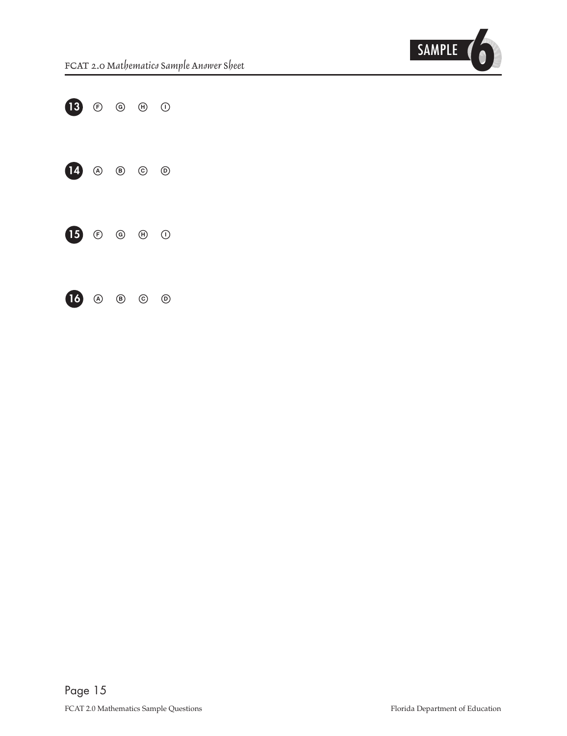**13** Ⓕ Ⓖ Ⓗ Ⓘ

**14** Ⓐ Ⓑ Ⓒ Ⓓ

**15** Ⓕ Ⓖ Ⓗ Ⓘ

**16** Ⓐ Ⓑ Ⓒ Ⓓ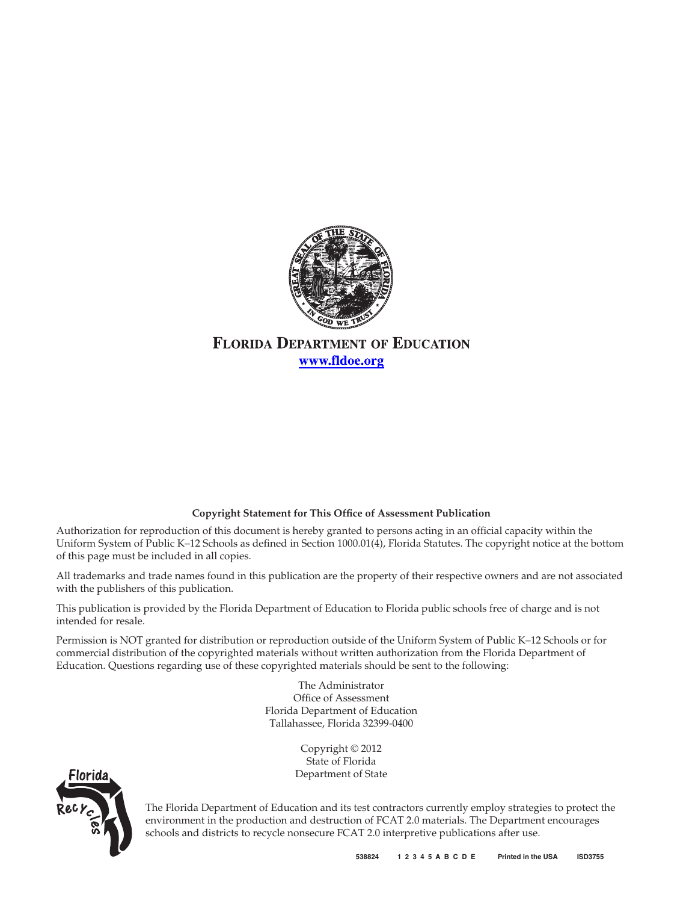**Florida Department of Education**

www.fldoe.org

**Copyright Statement for This Office of Assessment Publication**

Authorization for reproduction of this document is hereby granted to persons acting in an official capacity within the Uniform System of Public K–12 Schools as defined in Section 1000.01(4), Florida Statutes. The copyright notice at the bottom of this page must be included in all copies.

All trademarks and trade names found in this publication are the property of their respective owners and are not associated with the publishers of this publication.

This publication is provided by the Florida Department of Education to Florida public schools free of charge and is not intended for resale.

Permission is NOT granted for distribution or reproduction outside of the Uniform System of Public K–12 Schools or for commercial distribution of the copyrighted materials without written authorization from the Florida Department of Education. Questions regarding use of these copyrighted materials should be sent to the following:

The Administrator
Office of Assessment
Florida Department of Education
Tallahassee, Florida 32399-0400

Copyright © 2012
State of Florida
Department of State

The Florida Department of Education and its test contractors currently employ strategies to protect the environment in the production and destruction of FCAT 2.0 materials. The Department encourages schools and districts to recycle nonsecure FCAT 2.0 interpretive publications after use.

538824 1 2 3 4 5 A B C D E Printed in the USA ISD3755